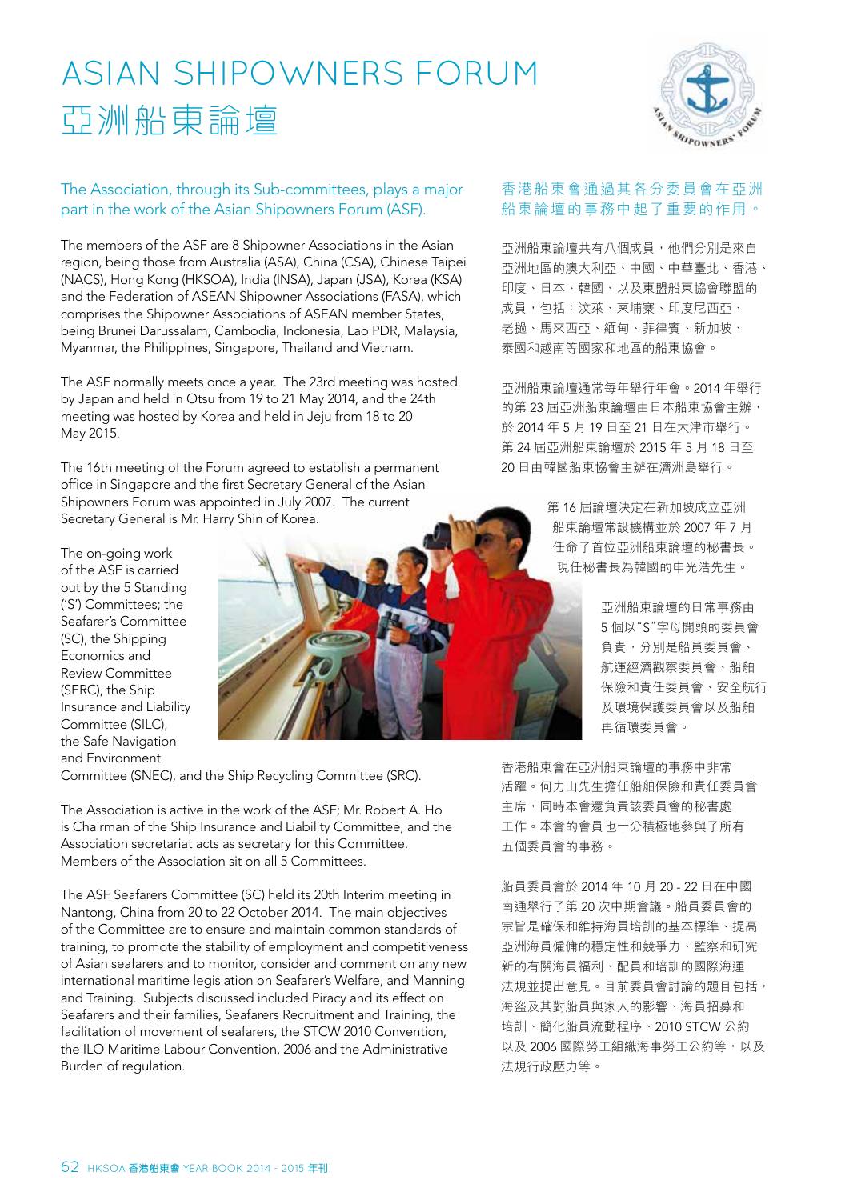# ASIAN SHIPOWNERS FORUM
# 亞洲船東論壇

The Association, through its Sub-committees, plays a major part in the work of the Asian Shipowners Forum (ASF).

The members of the ASF are 8 Shipowner Associations in the Asian region, being those from Australia (ASA), China (CSA), Chinese Taipei (NACS), Hong Kong (HKSOA), India (INSA), Japan (JSA), Korea (KSA) and the Federation of ASEAN Shipowner Associations (FASA), which comprises the Shipowner Associations of ASEAN member States, being Brunei Darussalam, Cambodia, Indonesia, Lao PDR, Malaysia, Myanmar, the Philippines, Singapore, Thailand and Vietnam.

The ASF normally meets once a year. The 23rd meeting was hosted by Japan and held in Otsu from 19 to 21 May 2014, and the 24th meeting was hosted by Korea and held in Jeju from 18 to 20 May 2015.

The 16th meeting of the Forum agreed to establish a permanent office in Singapore and the first Secretary General of the Asian Shipowners Forum was appointed in July 2007. The current Secretary General is Mr. Harry Shin of Korea.

The on-going work of the ASF is carried out by the 5 Standing ('S') Committees; the Seafarer's Committee (SC), the Shipping Economics and Review Committee (SERC), the Ship Insurance and Liability Committee (SILC), the Safe Navigation and Environment Committee (SNEC), and the Ship Recycling Committee (SRC).

The Association is active in the work of the ASF; Mr. Robert A. Ho is Chairman of the Ship Insurance and Liability Committee, and the Association secretariat acts as secretary for this Committee. Members of the Association sit on all 5 Committees.

The ASF Seafarers Committee (SC) held its 20th Interim meeting in Nantong, China from 20 to 22 October 2014. The main objectives of the Committee are to ensure and maintain common standards of training, to promote the stability of employment and competitiveness of Asian seafarers and to monitor, consider and comment on any new international maritime legislation on Seafarer's Welfare, and Manning and Training. Subjects discussed included Piracy and its effect on Seafarers and their families, Seafarers Recruitment and Training, the facilitation of movement of seafarers, the STCW 2010 Convention, the ILO Maritime Labour Convention, 2006 and the Administrative Burden of regulation.

香港船東會通過其各分委員會在亞洲船東論壇的事務中起了重要的作用。

亞洲船東論壇共有八個成員，他們分別是來自亞洲地區的澳大利亞、中國、中華臺北、香港、印度、日本、韓國、以及東盟船東協會聯盟的成員，包括：汶萊、柬埔寨、印度尼西亞、老撾、馬來西亞、緬甸、菲律賓、新加坡、泰國和越南等國家和地區的船東協會。

亞洲船東論壇通常每年舉行年會。2014 年舉行的第 23 屆亞洲船東論壇由日本船東協會主辦，於 2014 年 5 月 19 日至 21 日在大津市舉行。第 24 屆亞洲船東論壇於 2015 年 5 月 18 日至 20 日由韓國船東協會主辦在濟洲島舉行。

第 16 屆論壇決定在新加坡成立亞洲船東論壇常設機構並於 2007 年 7 月任命了首位亞洲船東論壇的秘書長。現任秘書長為韓國的申光浩先生。

亞洲船東論壇的日常事務由 5 個以"S"字母開頭的委員會負責，分別是船員委員會、航運經濟觀察委員會、船舶保險和責任委員會、安全航行及環境保護委員會以及船舶再循環委員會。

香港船東會在亞洲船東論壇的事務中非常活躍。何力山先生擔任船舶保險和責任委員會主席，同時本會還負責該委員會的秘書處工作。本會的會員也十分積極地參與了所有五個委員會的事務。

船員委員會於 2014 年 10 月 20 - 22 日在中國南通舉行了第 20 次中期會議。船員委員會的宗旨是確保和維持海員培訓的基本標準、提高亞洲海員僱傭的穩定性和競爭力、監察和研究新的有關海員福利、配員和培訓的國際海運法規並提出意見。目前委員會討論的題目包括，海盜及其對船員與家人的影響、海員招募和培訓、簡化船員流動程序、2010 STCW 公約以及 2006 國際勞工組織海事勞工公約等，以及法規行政壓力等。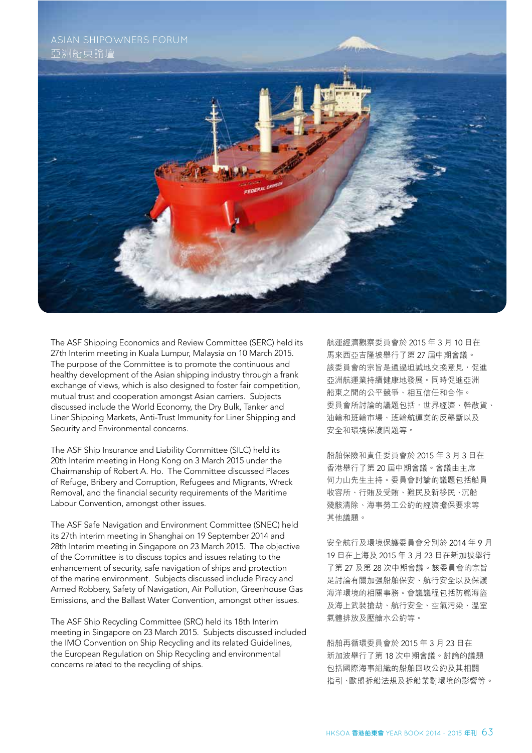ASIAN SHIPOWNERS FORUM
亞洲船東論壇

The ASF Shipping Economics and Review Committee (SERC) held its 27th Interim meeting in Kuala Lumpur, Malaysia on 10 March 2015. The purpose of the Committee is to promote the continuous and healthy development of the Asian shipping industry through a frank exchange of views, which is also designed to foster fair competition, mutual trust and cooperation amongst Asian carriers. Subjects discussed include the World Economy, the Dry Bulk, Tanker and Liner Shipping Markets, Anti-Trust Immunity for Liner Shipping and Security and Environmental concerns.

航運經濟觀察委員會於 2015 年 3 月 10 日在馬來西亞吉隆坡舉行了第 27 屆中期會議。該委員會的宗旨是通過坦誠地交換意見，促進亞洲航運業持續健康地發展。同時促進亞洲船東之間的公平競爭、相互信任和合作。委員會所討論的議題包括，世界經濟、幹散貨、油輪和班輪市場、班輪航運業的反壟斷以及安全和環境保護問題等。

The ASF Ship Insurance and Liability Committee (SILC) held its 20th Interim meeting in Hong Kong on 3 March 2015 under the Chairmanship of Robert A. Ho. The Committee discussed Places of Refuge, Bribery and Corruption, Refugees and Migrants, Wreck Removal, and the financial security requirements of the Maritime Labour Convention, amongst other issues.

船舶保險和責任委員會於 2015 年 3 月 3 日在香港舉行了第 20 屆中期會議。會議由主席何力山先生主持。委員會討論的議題包括船員收容所、行賄及受賄、難民及新移民、沉船殘骸清除、海事勞工公約的經濟擔保要求等其他議題。

The ASF Safe Navigation and Environment Committee (SNEC) held its 27th interim meeting in Shanghai on 19 September 2014 and 28th Interim meeting in Singapore on 23 March 2015. The objective of the Committee is to discuss topics and issues relating to the enhancement of security, safe navigation of ships and protection of the marine environment. Subjects discussed include Piracy and Armed Robbery, Safety of Navigation, Air Pollution, Greenhouse Gas Emissions, and the Ballast Water Convention, amongst other issues.

安全航行及環境保護委員會分別於 2014 年 9 月 19 日在上海及 2015 年 3 月 23 日在新加坡舉行了第 27 及第 28 次中期會議。該委員會的宗旨是討論有關加强船舶保安、航行安全以及保護海洋環境的相關事務。會議議程包括防範海盜及海上武裝搶劫、航行安全、空氣污染、溫室氣體排放及壓艙水公約等。

The ASF Ship Recycling Committee (SRC) held its 18th Interim meeting in Singapore on 23 March 2015. Subjects discussed included the IMO Convention on Ship Recycling and its related Guidelines, the European Regulation on Ship Recycling and environmental concerns related to the recycling of ships.

船舶再循環委員會於 2015 年 3 月 23 日在新加坡舉行了第 18 次中期會議。討論的議題包括國際海事組織的船舶回收公約及其相關指引、歐盟拆船法規及拆船業對環境的影響等。